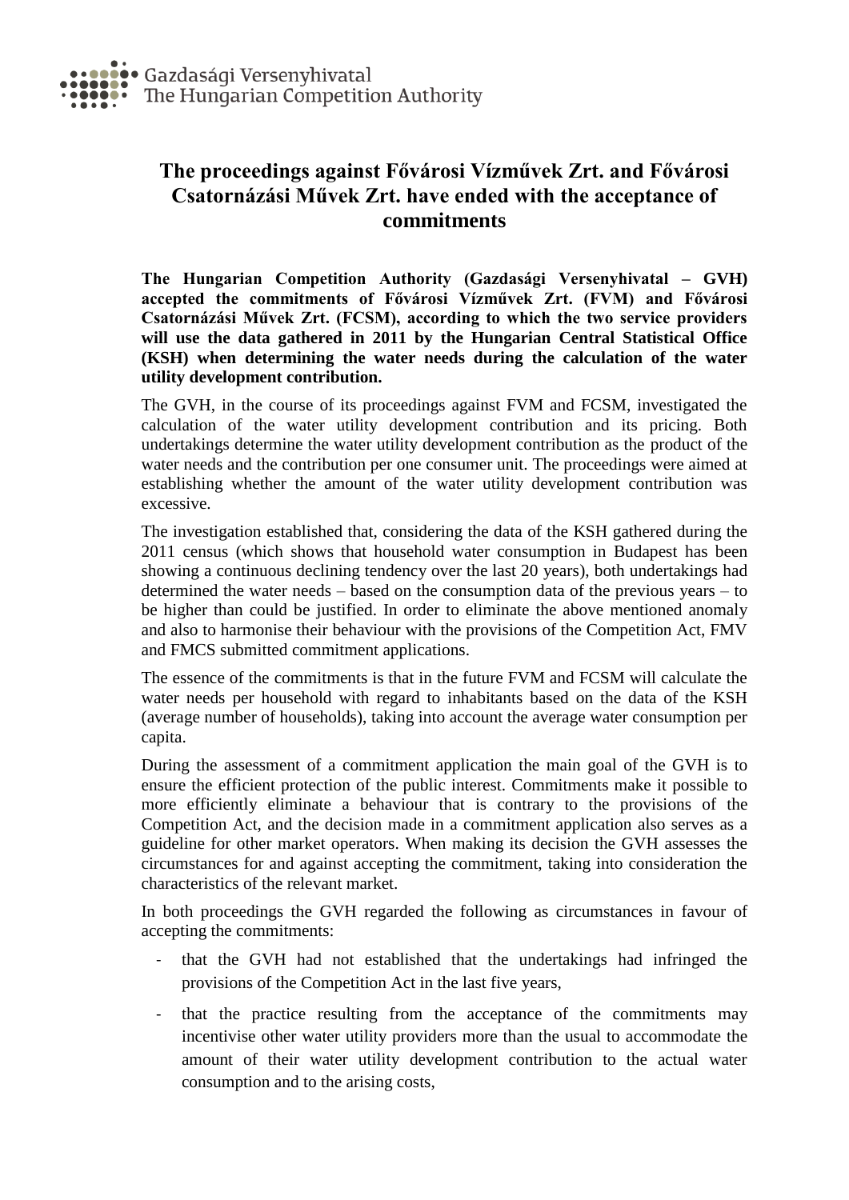Gazdasági Versenyhivatal
The Hungarian Competition Authority

# The proceedings against Fővárosi Vízművek Zrt. and Fővárosi Csatornázási Művek Zrt. have ended with the acceptance of commitments

**The Hungarian Competition Authority (Gazdasági Versenyhivatal – GVH) accepted the commitments of Fővárosi Vízművek Zrt. (FVM) and Fővárosi Csatornázási Művek Zrt. (FCSM), according to which the two service providers will use the data gathered in 2011 by the Hungarian Central Statistical Office (KSH) when determining the water needs during the calculation of the water utility development contribution.**

The GVH, in the course of its proceedings against FVM and FCSM, investigated the calculation of the water utility development contribution and its pricing. Both undertakings determine the water utility development contribution as the product of the water needs and the contribution per one consumer unit. The proceedings were aimed at establishing whether the amount of the water utility development contribution was excessive.

The investigation established that, considering the data of the KSH gathered during the 2011 census (which shows that household water consumption in Budapest has been showing a continuous declining tendency over the last 20 years), both undertakings had determined the water needs – based on the consumption data of the previous years – to be higher than could be justified. In order to eliminate the above mentioned anomaly and also to harmonise their behaviour with the provisions of the Competition Act, FMV and FMCS submitted commitment applications.

The essence of the commitments is that in the future FVM and FCSM will calculate the water needs per household with regard to inhabitants based on the data of the KSH (average number of households), taking into account the average water consumption per capita.

During the assessment of a commitment application the main goal of the GVH is to ensure the efficient protection of the public interest. Commitments make it possible to more efficiently eliminate a behaviour that is contrary to the provisions of the Competition Act, and the decision made in a commitment application also serves as a guideline for other market operators. When making its decision the GVH assesses the circumstances for and against accepting the commitment, taking into consideration the characteristics of the relevant market.

In both proceedings the GVH regarded the following as circumstances in favour of accepting the commitments:

- that the GVH had not established that the undertakings had infringed the provisions of the Competition Act in the last five years,
- that the practice resulting from the acceptance of the commitments may incentivise other water utility providers more than the usual to accommodate the amount of their water utility development contribution to the actual water consumption and to the arising costs,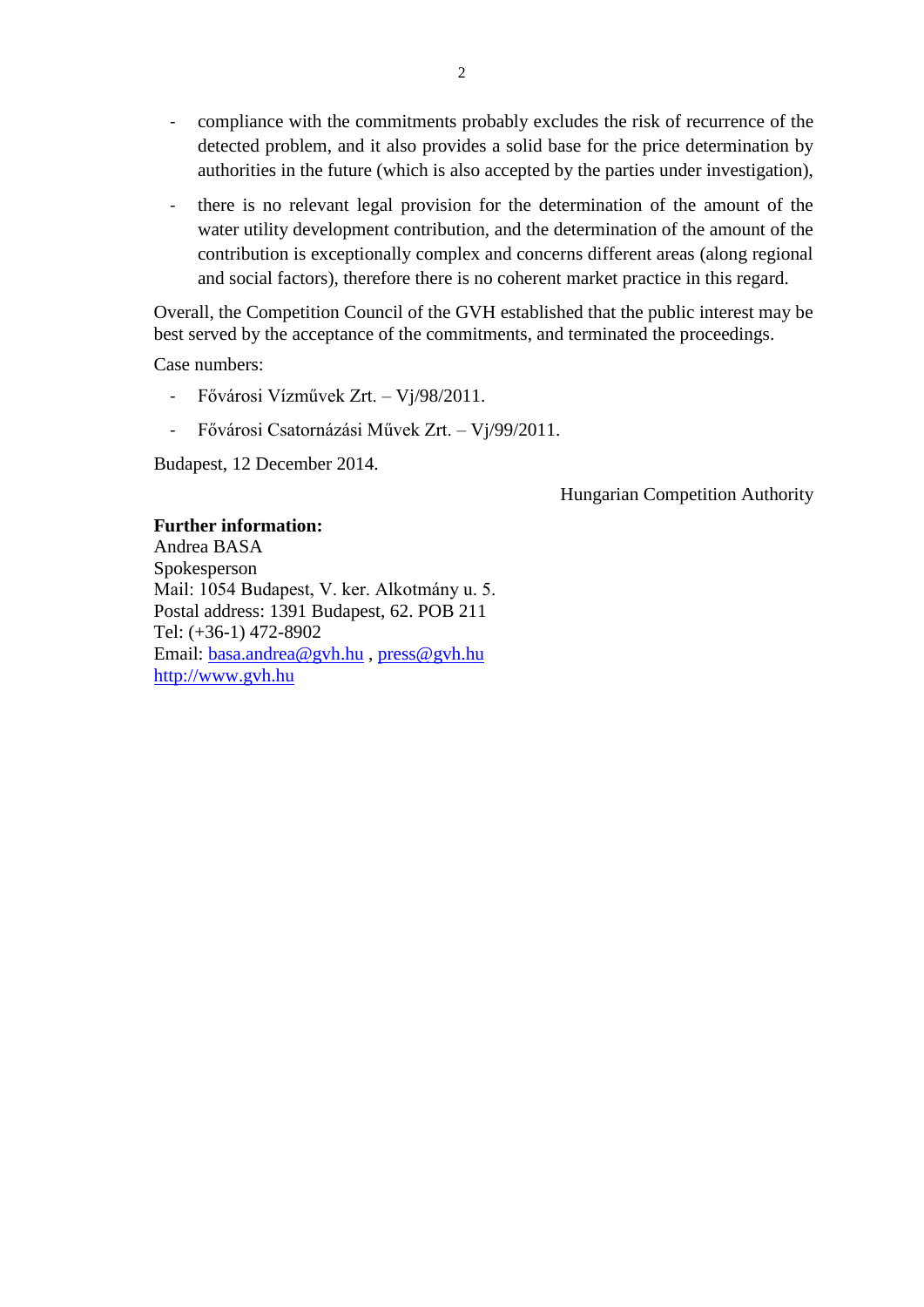- compliance with the commitments probably excludes the risk of recurrence of the detected problem, and it also provides a solid base for the price determination by authorities in the future (which is also accepted by the parties under investigation),
- there is no relevant legal provision for the determination of the amount of the water utility development contribution, and the determination of the amount of the contribution is exceptionally complex and concerns different areas (along regional and social factors), therefore there is no coherent market practice in this regard.

Overall, the Competition Council of the GVH established that the public interest may be best served by the acceptance of the commitments, and terminated the proceedings.

Case numbers:

- Fővárosi Vízművek Zrt. – Vj/98/2011.
- Fővárosi Csatornázási Művek Zrt. – Vj/99/2011.

Budapest, 12 December 2014.

Hungarian Competition Authority

**Further information:**
Andrea BASA
Spokesperson
Mail: 1054 Budapest, V. ker. Alkotmány u. 5.
Postal address: 1391 Budapest, 62. POB 211
Tel: (+36-1) 472-8902
Email: basa.andrea@gvh.hu , press@gvh.hu
http://www.gvh.hu